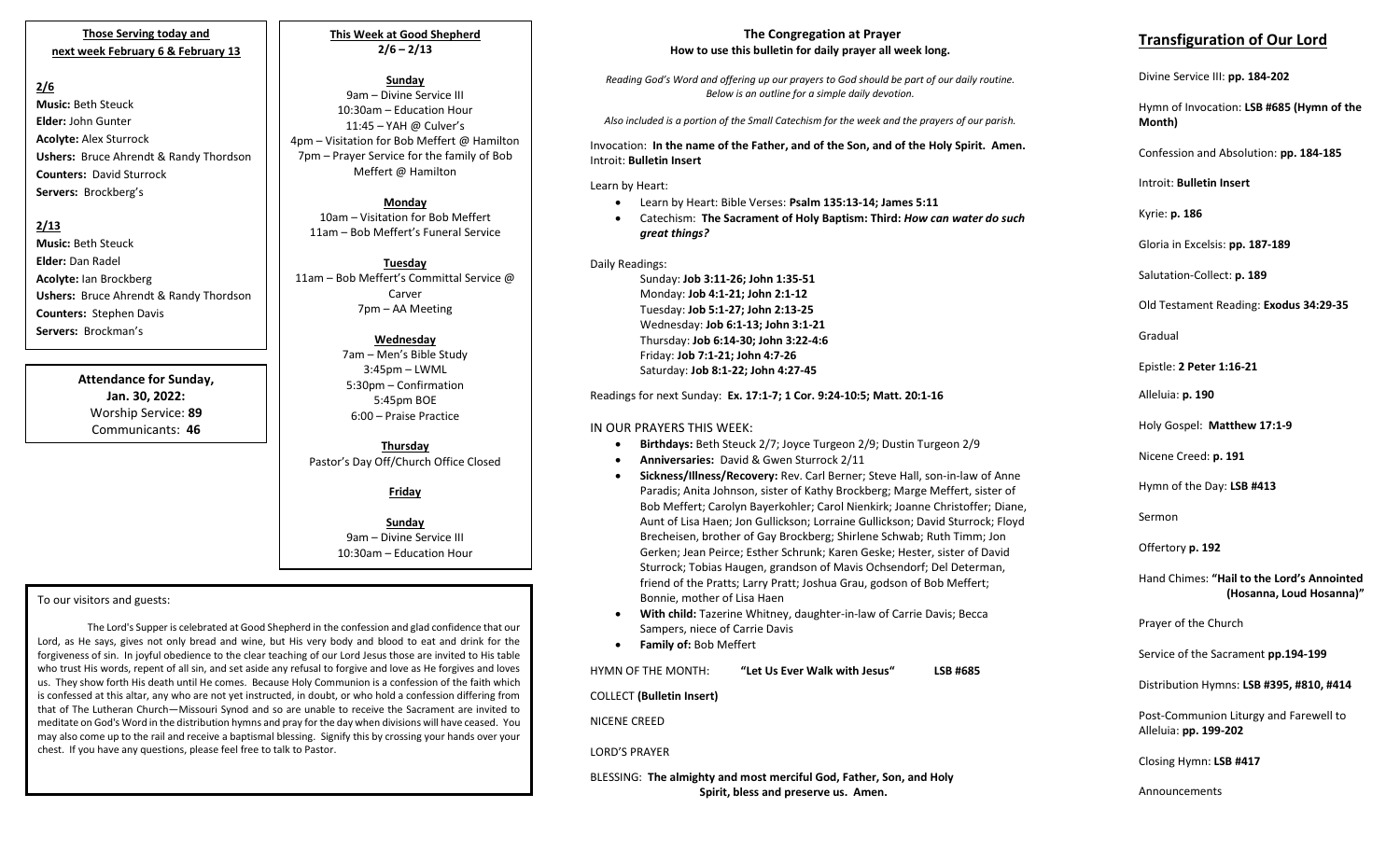**Those Serving today and next week February 6 & February 13**

**2/6**

**Music:** Beth Steuck
**Elder:** John Gunter
**Acolyte:** Alex Sturrock
**Ushers:** Bruce Ahrendt & Randy Thordson
**Counters:** David Sturrock
**Servers:** Brockberg's

**2/13**

**Music:** Beth Steuck
**Elder:** Dan Radel
**Acolyte:** Ian Brockberg
**Ushers:** Bruce Ahrendt & Randy Thordson
**Counters:** Stephen Davis
**Servers:** Brockman's

**Attendance for Sunday, Jan. 30, 2022:**
Worship Service: **89**
Communicants: **46**

**This Week at Good Shepherd**
**2/6 – 2/13**

**Sunday**
9am – Divine Service III
10:30am – Education Hour
11:45 – YAH @ Culver's
4pm – Visitation for Bob Meffert @ Hamilton
7pm – Prayer Service for the family of Bob Meffert @ Hamilton

**Monday**
10am – Visitation for Bob Meffert
11am – Bob Meffert's Funeral Service

**Tuesday**
11am – Bob Meffert's Committal Service @ Carver
7pm – AA Meeting

**Wednesday**
7am – Men's Bible Study
3:45pm – LWML
5:30pm – Confirmation
5:45pm BOE
6:00 – Praise Practice

**Thursday**
Pastor's Day Off/Church Office Closed

**Friday**

**Sunday**
9am – Divine Service III
10:30am – Education Hour

To our visitors and guests:

The Lord's Supper is celebrated at Good Shepherd in the confession and glad confidence that our Lord, as He says, gives not only bread and wine, but His very body and blood to eat and drink for the forgiveness of sin. In joyful obedience to the clear teaching of our Lord Jesus those are invited to His table who trust His words, repent of all sin, and set aside any refusal to forgive and love as He forgives and loves us. They show forth His death until He comes. Because Holy Communion is a confession of the faith which is confessed at this altar, any who are not yet instructed, in doubt, or who hold a confession differing from that of The Lutheran Church—Missouri Synod and so are unable to receive the Sacrament are invited to meditate on God's Word in the distribution hymns and pray for the day when divisions will have ceased. You may also come up to the rail and receive a baptismal blessing. Signify this by crossing your hands over your chest. If you have any questions, please feel free to talk to Pastor.

## The Congregation at Prayer

**How to use this bulletin for daily prayer all week long.**

*Reading God's Word and offering up our prayers to God should be part of our daily routine. Below is an outline for a simple daily devotion.*

*Also included is a portion of the Small Catechism for the week and the prayers of our parish.*

Invocation: **In the name of the Father, and of the Son, and of the Holy Spirit. Amen.**
Introit: **Bulletin Insert**

Learn by Heart:
- Learn by Heart: Bible Verses: **Psalm 135:13-14; James 5:11**
- Catechism: **The Sacrament of Holy Baptism: Third:** ***How can water do such great things?***

Daily Readings:
Sunday: **Job 3:11-26; John 1:35-51**
Monday: **Job 4:1-21; John 2:1-12**
Tuesday: **Job 5:1-27; John 2:13-25**
Wednesday: **Job 6:1-13; John 3:1-21**
Thursday: **Job 6:14-30; John 3:22-4:6**
Friday: **Job 7:1-21; John 4:7-26**
Saturday: **Job 8:1-22; John 4:27-45**

Readings for next Sunday: **Ex. 17:1-7; 1 Cor. 9:24-10:5; Matt. 20:1-16**

IN OUR PRAYERS THIS WEEK:
- **Birthdays:** Beth Steuck 2/7; Joyce Turgeon 2/9; Dustin Turgeon 2/9
- **Anniversaries:** David & Gwen Sturrock 2/11
- **Sickness/Illness/Recovery:** Rev. Carl Berner; Steve Hall, son-in-law of Anne Paradis; Anita Johnson, sister of Kathy Brockberg; Marge Meffert, sister of Bob Meffert; Carolyn Bayerkohler; Carol Nienkirk; Joanne Christoffer; Diane, Aunt of Lisa Haen; Jon Gullickson; Lorraine Gullickson; David Sturrock; Floyd Brecheisen, brother of Gay Brockberg; Shirlene Schwab; Ruth Timm; Jon Gerken; Jean Peirce; Esther Schrunk; Karen Geske; Hester, sister of David Sturrock; Tobias Haugen, grandson of Mavis Ochsendorf; Del Determan, friend of the Pratts; Larry Pratt; Joshua Grau, godson of Bob Meffert; Bonnie, mother of Lisa Haen
- **With child:** Tazerine Whitney, daughter-in-law of Carrie Davis; Becca Sampers, niece of Carrie Davis
- **Family of:** Bob Meffert

HYMN OF THE MONTH: **"Let Us Ever Walk with Jesus"** **LSB #685**

COLLECT **(Bulletin Insert)**

NICENE CREED

LORD'S PRAYER

BLESSING: **The almighty and most merciful God, Father, Son, and Holy Spirit, bless and preserve us. Amen.**

## Transfiguration of Our Lord

Divine Service III: **pp. 184-202**

Hymn of Invocation: **LSB #685 (Hymn of the Month)**

Confession and Absolution: **pp. 184-185**

Introit: **Bulletin Insert**

Kyrie: **p. 186**

Gloria in Excelsis: **pp. 187-189**

Salutation-Collect: **p. 189**

Old Testament Reading: **Exodus 34:29-35**

Gradual

Epistle: **2 Peter 1:16-21**

Alleluia: **p. 190**

Holy Gospel: **Matthew 17:1-9**

Nicene Creed: **p. 191**

Hymn of the Day: **LSB #413**

Sermon

Offertory **p. 192**

Hand Chimes: **"Hail to the Lord's Annointed (Hosanna, Loud Hosanna)"**

Prayer of the Church

Service of the Sacrament **pp.194-199**

Distribution Hymns: **LSB #395, #810, #414**

Post-Communion Liturgy and Farewell to Alleluia: **pp. 199-202**

Closing Hymn: **LSB #417**

Announcements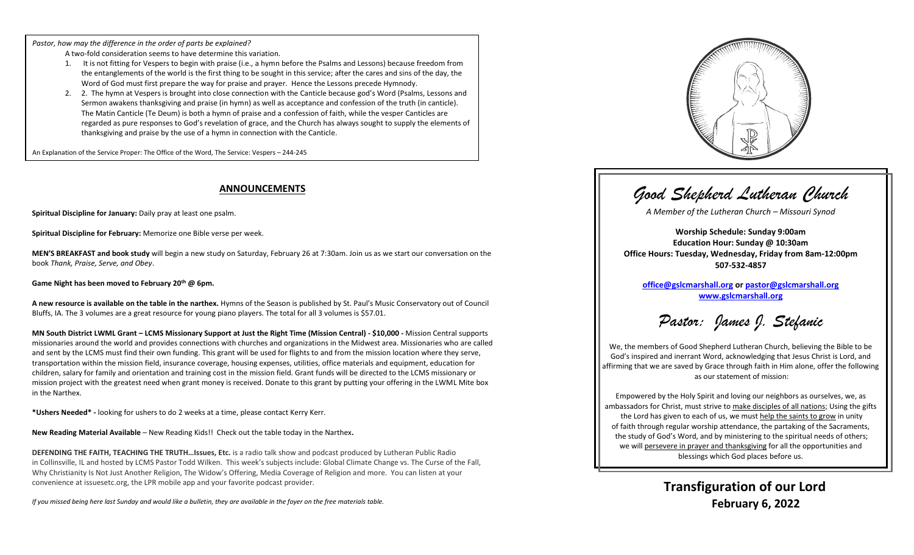*Pastor, how may the difference in the order of parts be explained?*

A two-fold consideration seems to have determine this variation.

1. It is not fitting for Vespers to begin with praise (i.e., a hymn before the Psalms and Lessons) because freedom from the entanglements of the world is the first thing to be sought in this service; after the cares and sins of the day, the Word of God must first prepare the way for praise and prayer. Hence the Lessons precede Hymnody.
2. 2. The hymn at Vespers is brought into close connection with the Canticle because god's Word (Psalms, Lessons and Sermon awakens thanksgiving and praise (in hymn) as well as acceptance and confession of the truth (in canticle). The Matin Canticle (Te Deum) is both a hymn of praise and a confession of faith, while the vesper Canticles are regarded as pure responses to God's revelation of grace, and the Church has always sought to supply the elements of thanksgiving and praise by the use of a hymn in connection with the Canticle.

An Explanation of the Service Proper: The Office of the Word, The Service: Vespers – 244-245

## ANNOUNCEMENTS

**Spiritual Discipline for January:** Daily pray at least one psalm.

**Spiritual Discipline for February:** Memorize one Bible verse per week.

**MEN'S BREAKFAST and book study** will begin a new study on Saturday, February 26 at 7:30am. Join us as we start our conversation on the book *Thank, Praise, Serve, and Obey*.

**Game Night has been moved to February 20th @ 6pm.**

**A new resource is available on the table in the narthex.** Hymns of the Season is published by St. Paul's Music Conservatory out of Council Bluffs, IA. The 3 volumes are a great resource for young piano players. The total for all 3 volumes is $57.01.

**MN South District LWML Grant – LCMS Missionary Support at Just the Right Time (Mission Central) - $10,000 -** Mission Central supports missionaries around the world and provides connections with churches and organizations in the Midwest area. Missionaries who are called and sent by the LCMS must find their own funding. This grant will be used for flights to and from the mission location where they serve, transportation within the mission field, insurance coverage, housing expenses, utilities, office materials and equipment, education for children, salary for family and orientation and training cost in the mission field. Grant funds will be directed to the LCMS missionary or mission project with the greatest need when grant money is received. Donate to this grant by putting your offering in the LWML Mite box in the Narthex.

**\*Ushers Needed\* -** looking for ushers to do 2 weeks at a time, please contact Kerry Kerr.

**New Reading Material Available** – New Reading Kids!! Check out the table today in the Narthex**.**

**DEFENDING THE FAITH, TEACHING THE TRUTH…Issues, Etc.** is a radio talk show and podcast produced by Lutheran Public Radio in Collinsville, IL and hosted by LCMS Pastor Todd Wilken. This week's subjects include: Global Climate Change vs. The Curse of the Fall, Why Christianity Is Not Just Another Religion, The Widow's Offering, Media Coverage of Religion and more. You can listen at your convenience at issuesetc.org, the LPR mobile app and your favorite podcast provider.

*If you missed being here last Sunday and would like a bulletin, they are available in the foyer on the free materials table.*

# *Good Shepherd Lutheran Church*

*A Member of the Lutheran Church – Missouri Synod*

**Worship Schedule: Sunday 9:00am**
**Education Hour: Sunday @ 10:30am**
**Office Hours: Tuesday, Wednesday, Friday from 8am-12:00pm**
**507-532-4857**

**office@gslcmarshall.org or pastor@gslcmarshall.org**
**www.gslcmarshall.org**

## *Pastor: James J. Stefanic*

We, the members of Good Shepherd Lutheran Church, believing the Bible to be God's inspired and inerrant Word, acknowledging that Jesus Christ is Lord, and affirming that we are saved by Grace through faith in Him alone, offer the following as our statement of mission:

Empowered by the Holy Spirit and loving our neighbors as ourselves, we, as ambassadors for Christ, must strive to make disciples of all nations; Using the gifts the Lord has given to each of us, we must help the saints to grow in unity of faith through regular worship attendance, the partaking of the Sacraments, the study of God's Word, and by ministering to the spiritual needs of others; we will persevere in prayer and thanksgiving for all the opportunities and blessings which God places before us.

## Transfiguration of our Lord
**February 6, 2022**